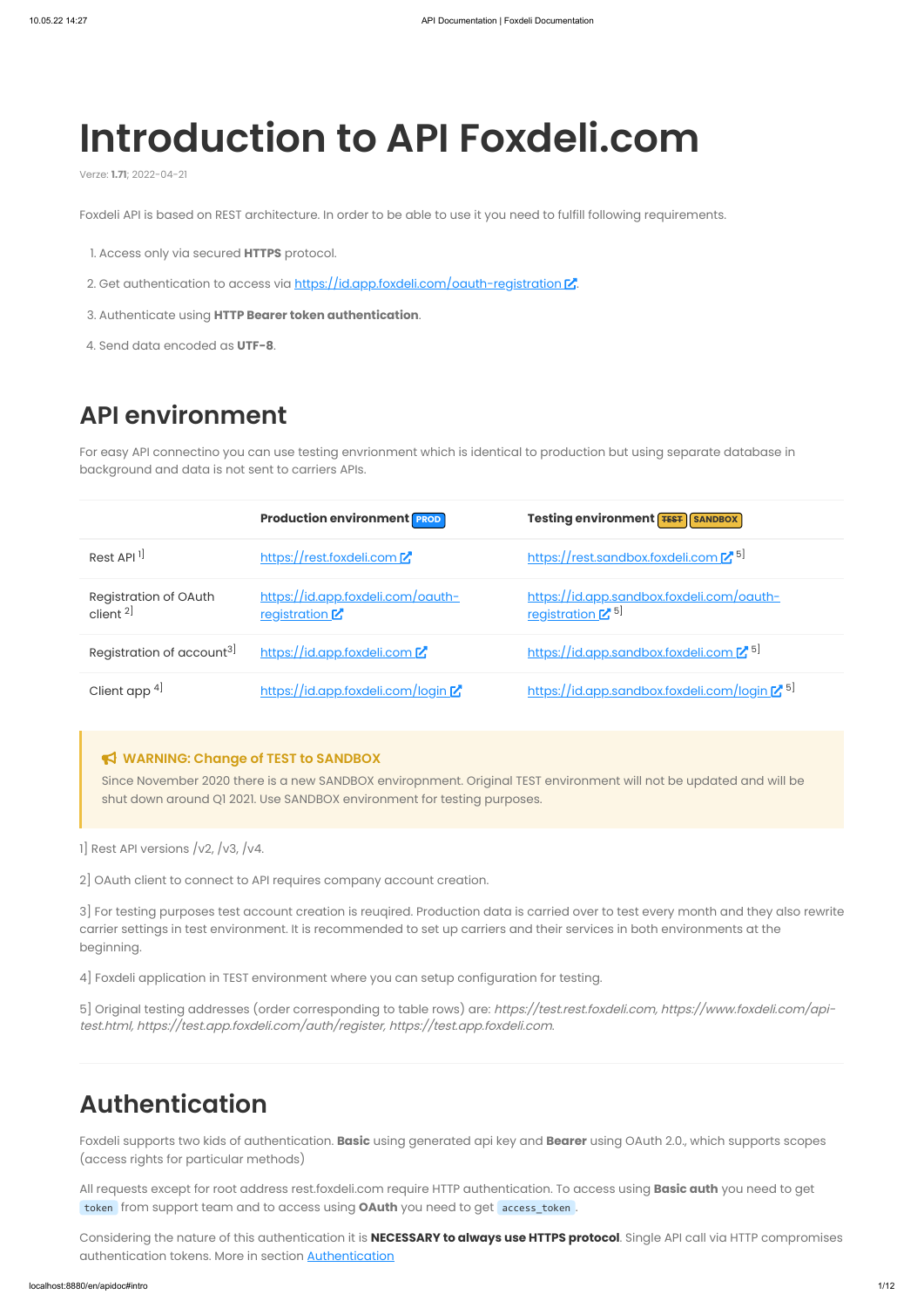# Introduction to API Foxdeli.com

Verze: **1.71**; 2022-04-21

Foxdeli API is based on REST architecture. In order to be able to use it you need to fulfill following requirements.

1. Access only via secured **HTTPS** protocol.
2. Get authentication to access via https://id.app.foxdeli.com/oauth-registration.
3. Authenticate using **HTTP Bearer token authentication**.
4. Send data encoded as **UTF-8**.

## API environment

For easy API connectino you can use testing envrionment which is identical to production but using separate database in background and data is not sent to carriers APIs.

| | Production environment PROD | Testing environment ~~TEST~~ SANDBOX |
|---|---|---|
| Rest API [1] | https://rest.foxdeli.com | https://rest.sandbox.foxdeli.com [5] |
| Registration of OAuth client [2] | https://id.app.foxdeli.com/oauth-registration | https://id.app.sandbox.foxdeli.com/oauth-registration [5] |
| Registration of account[3] | https://id.app.foxdeli.com | https://id.app.sandbox.foxdeli.com [5] |
| Client app [4] | https://id.app.foxdeli.com/login | https://id.app.sandbox.foxdeli.com/login [5] |

> **WARNING: Change of TEST to SANDBOX**
>
> Since November 2020 there is a new SANDBOX enviropnment. Original TEST environment will not be updated and will be shut down aroundd Q1 2021. Use SANDBOX environment for testing purposes.

1] Rest API versions /v2, /v3, /v4.

2] OAuth client to connect to API requires company account creation.

3] For testing purposes test account creation is reuqired. Production data is carried over to test every month and they also rewrite carrier settings in test environment. It is recommended to set up carriers and their services in both environments at the beginning.

4] Foxdeli application in TEST environment where you can setup configuration for testing.

5] Original testing addresses (order corresponding to table rows) are: *https://test.rest.foxdeli.com, https://www.foxdeli.com/api-test.html, https://test.app.foxdeli.com/auth/register, https://test.app.foxdeli.com.*

---

## Authentication

Foxdeli supports two kids of authentication. **Basic** using generated api key and **Bearer** using OAuth 2.0., which supports scopes (access rights for particular methods)

All requests except for root address rest.foxdeli.com require HTTP authentication. To access using **Basic auth** you need to get `token` from support team and to access using **OAuth** you need to get `access_token`.

Considering the nature of this authentication it is **NECESSARY to always use HTTPS protocol**. Single API call via HTTP compromises authentication tokens. More in section Authentication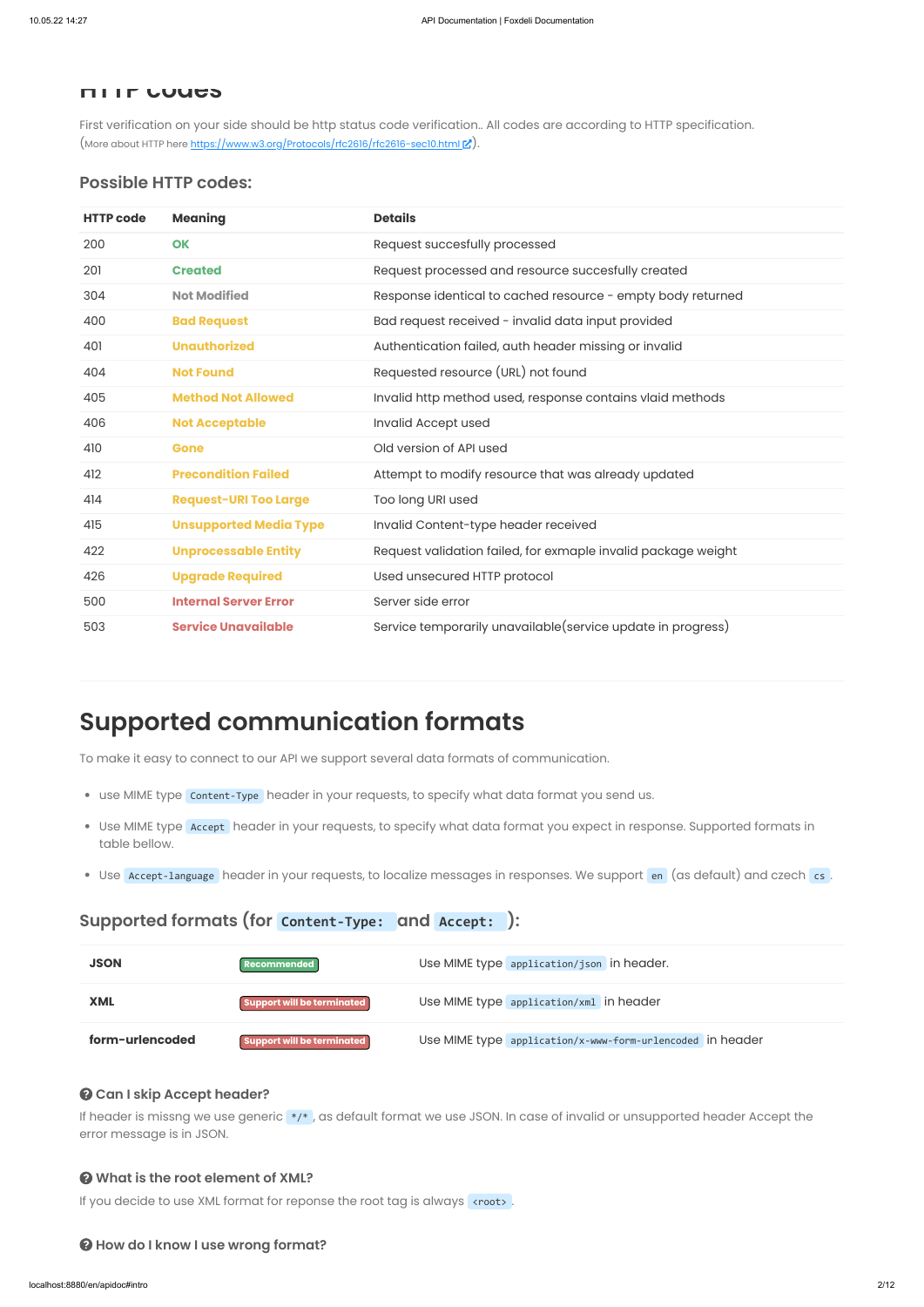## HTTP codes

First verification on your side should be http status code verification.. All codes are according to HTTP specification. (More about HTTP here https://www.w3.org/Protocols/rfc2616/rfc2616-sec10.html).

### Possible HTTP codes:

| HTTP code | Meaning | Details |
| --- | --- | --- |
| 200 | OK | Request succesfully processed |
| 201 | Created | Request processed and resource succesfully created |
| 304 | Not Modified | Response identical to cached resource - empty body returned |
| 400 | Bad Request | Bad request received - invalid data input provided |
| 401 | Unauthorized | Authentication failed, auth header missing or invalid |
| 404 | Not Found | Requested resource (URL) not found |
| 405 | Method Not Allowed | Invalid http method used, response contains vlaid methods |
| 406 | Not Acceptable | Invalid Accept used |
| 410 | Gone | Old version of API used |
| 412 | Precondition Failed | Attempt to modify resource that was already updated |
| 414 | Request-URI Too Large | Too long URI used |
| 415 | Unsupported Media Type | Invalid Content-type header received |
| 422 | Unprocessable Entity | Request validation failed, for exmaple invalid package weight |
| 426 | Upgrade Required | Used unsecured HTTP protocol |
| 500 | Internal Server Error | Server side error |
| 503 | Service Unavailable | Service temporarily unavailable(service update in progress) |

# Supported communication formats

To make it easy to connect to our API we support several data formats of communication.

- use MIME type `Content-Type` header in your requests, to specify what data format you send us.
- Use MIME type `Accept` header in your requests, to specify what data format you expect in response. Supported formats in table bellow.
- Use `Accept-language` header in your requests, to localize messages in responses. We support `en` (as default) and czech `cs`.

### Supported formats (for `Content-Type:` and `Accept:`):

| | | |
| --- | --- | --- |
| **JSON** | Recommended | Use MIME type `application/json` in header. |
| **XML** | Support will be terminated | Use MIME type `application/xml` in header |
| **form-urlencoded** | Support will be terminated | Use MIME type `application/x-www-form-urlencoded` in header |

#### Can I skip Accept header?

If header is missng we use generic `*/*`, as default format we use JSON. In case of invalid or unsupported header Accept the error message is in JSON.

#### What is the root element of XML?

If you decide to use XML format for reponse the root tag is always `<root>`.

#### How do I know I use wrong format?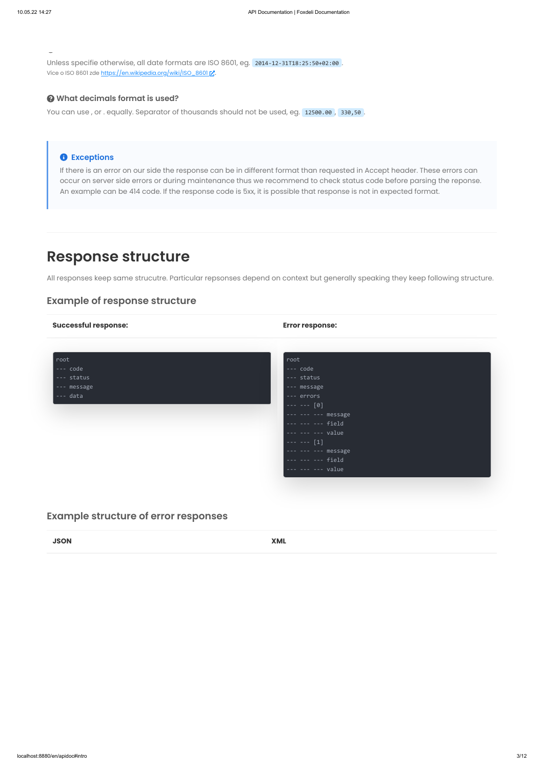Unless specifie otherwise, all date formats are ISO 8601, eg. `2014-12-31T18:25:50+02:00`.
Více o ISO 8601 zde https://en.wikipedia.org/wiki/ISO_8601.

### What decimals format is used?

You can use , or . equally. Separator of thousands should not be used, eg. `12500.00`, `330,50`.

> **Exceptions**
>
> If there is an error on our side the response can be in different format than requested in Accept header. These errors can occur on server side errors or during maintenance thus we recommend to check status code before parsing the reponse. An example can be 414 code. If the response code is 5xx, it is possible that response is not in expected format.

# Response structure

All responses keep same strucutre. Particular repsonses depend on context but generally speaking they keep following structure.

## Example of response structure

**Successful response:**

```
root
--- code
--- status
--- message
--- data
```

**Error response:**

```
root
--- code
--- status
--- message
--- errors
--- --- [0]
--- --- --- message
--- --- --- field
--- --- --- value
--- --- [1]
--- --- --- message
--- --- --- field
--- --- --- value
```

## Example structure of error responses

| JSON | XML |
|---|---|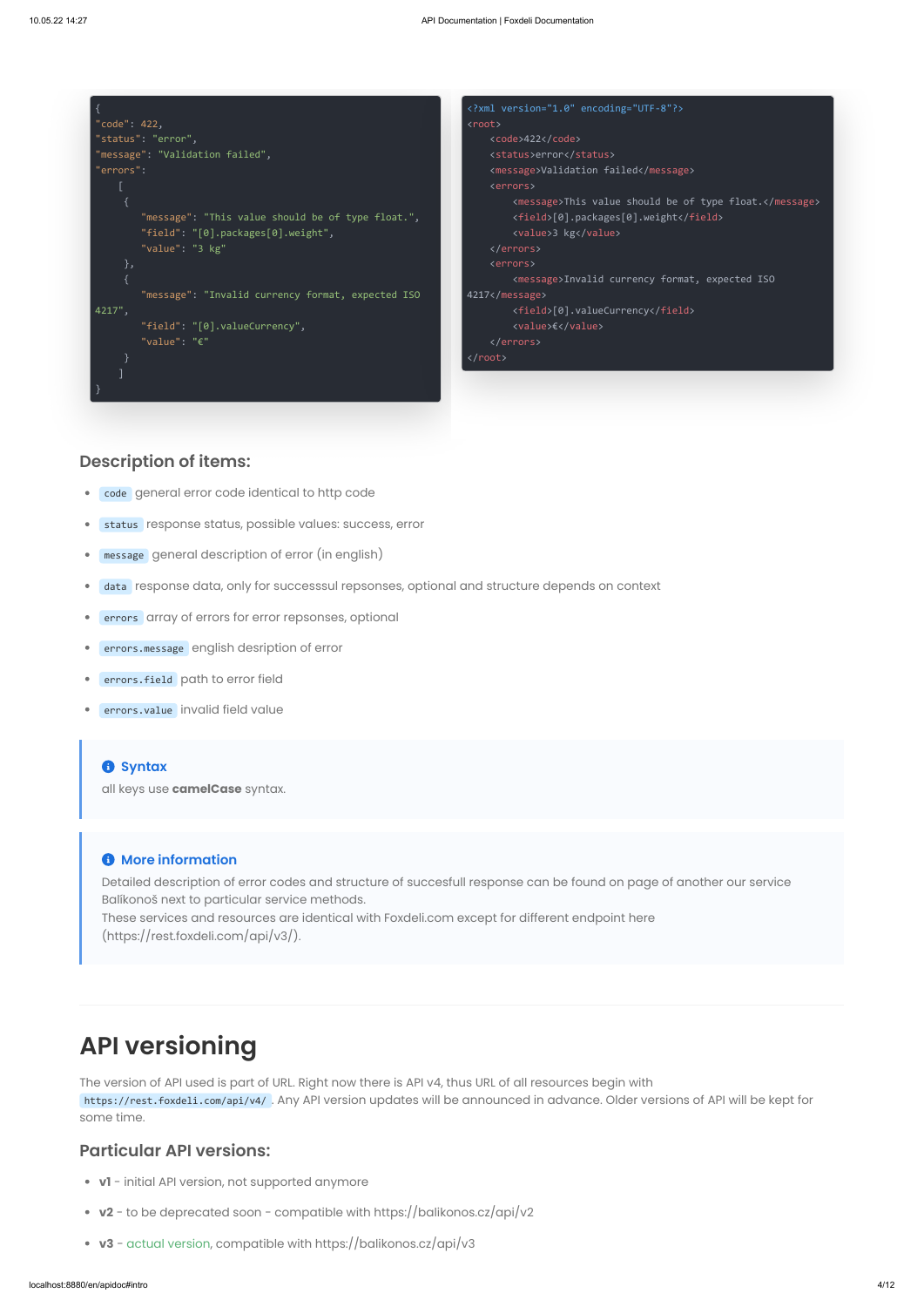```json
{
"code": 422,
"status": "error",
"message": "Validation failed",
"errors":
    [
     {
        "message": "This value should be of type float.",
        "field": "[0].packages[0].weight",
        "value": "3 kg"
     },
     {
        "message": "Invalid currency format, expected ISO 4217",
        "field": "[0].valueCurrency",
        "value": "€"
     }
    ]
}
```

```xml
<?xml version="1.0" encoding="UTF-8"?>
<root>
    <code>422</code>
    <status>error</status>
    <message>Validation failed</message>
    <errors>
        <message>This value should be of type float.</message>
        <field>[0].packages[0].weight</field>
        <value>3 kg</value>
    </errors>
    <errors>
        <message>Invalid currency format, expected ISO 4217</message>
        <field>[0].valueCurrency</field>
        <value>€</value>
    </errors>
</root>
```

## Description of items:

- `code` general error code identical to http code
- `status` response status, possible values: success, error
- `message` general description of error (in english)
- `data` response data, only for successsul repsonses, optional and structure depends on context
- `errors` array of errors for error repsonses, optional
- `errors.message` english desription of error
- `errors.field` path to error field
- `errors.value` invalid field value

> **Syntax**
> all keys use **camelCase** syntax.

> **More information**
> Detailed description of error codes and structure of succesfull response can be found on page of another our service Balikonoš next to particular service methods.
> These services and resources are identical with Foxdeli.com except for different endpoint here (https://rest.foxdeli.com/api/v3/).

# API versioning

The version of API used is part of URL. Right now there is API v4, thus URL of all resources begin with `https://rest.foxdeli.com/api/v4/`. Any API version updates will be announced in advance. Older versions of API will be kept for some time.

## Particular API versions:

- **v1** - initial API version, not supported anymore
- **v2** - to be deprecated soon - compatible with https://balikonos.cz/api/v2
- **v3** - actual version, compatible with https://balikonos.cz/api/v3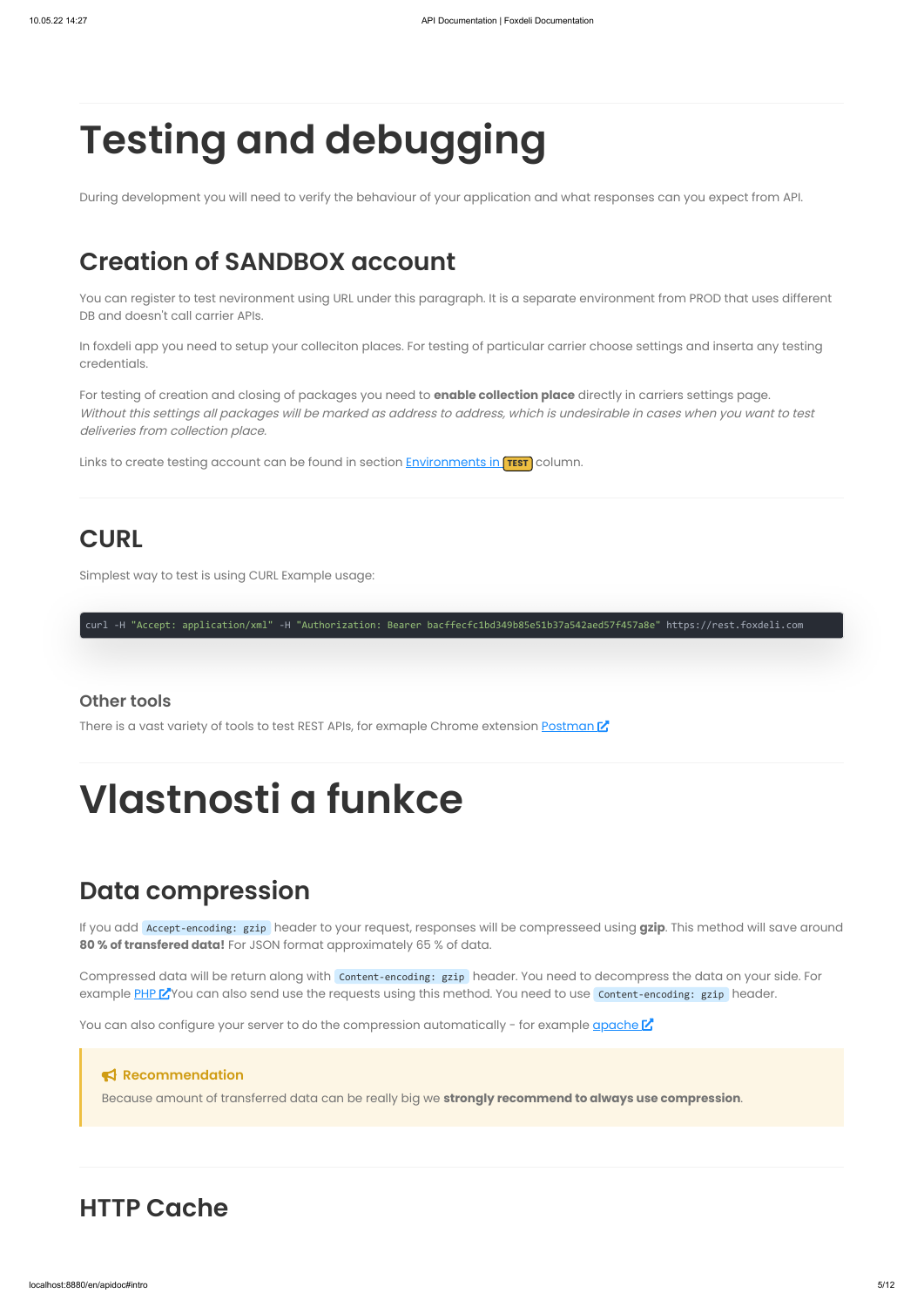# Testing and debugging

During development you will need to verify the behaviour of your application and what responses can you expect from API.

## Creation of SANDBOX account

You can register to test nevironment using URL under this paragraph. It is a separate environment from PROD that uses different DB and doesn't call carrier APIs.

In foxdeli app you need to setup your colleciton places. For testing of particular carrier choose settings and inserta any testing credentials.

For testing of creation and closing of packages you need to **enable collection place** directly in carriers settings page.
*Without this settings all packages will be marked as address to address, which is undesirable in cases when you want to test deliveries from collection place.*

Links to create testing account can be found in section Environments in TEST column.

## CURL

Simplest way to test is using CURL Example usage:

```
curl -H "Accept: application/xml" -H "Authorization: Bearer bacffecfc1bd349b85e51b37a542aed57f457a8e" https://rest.foxdeli.com
```

### Other tools

There is a vast variety of tools to test REST APIs, for exmaple Chrome extension Postman

# Vlastnosti a funkce

## Data compression

If you add `Accept-encoding: gzip` header to your request, responses will be compresseed using **gzip**. This method will save around **80 % of transfered data!** For JSON format approximately 65 % of data.

Compressed data will be return along with `Content-encoding: gzip` header. You need to decompress the data on your side. For example PHP You can also send use the requests using this method. You need to use `Content-encoding: gzip` header.

You can also configure your server to do the compression automatically - for example apache

> **Recommendation**
> Because amount of transferred data can be really big we **strongly recommend to always use compression**.

## HTTP Cache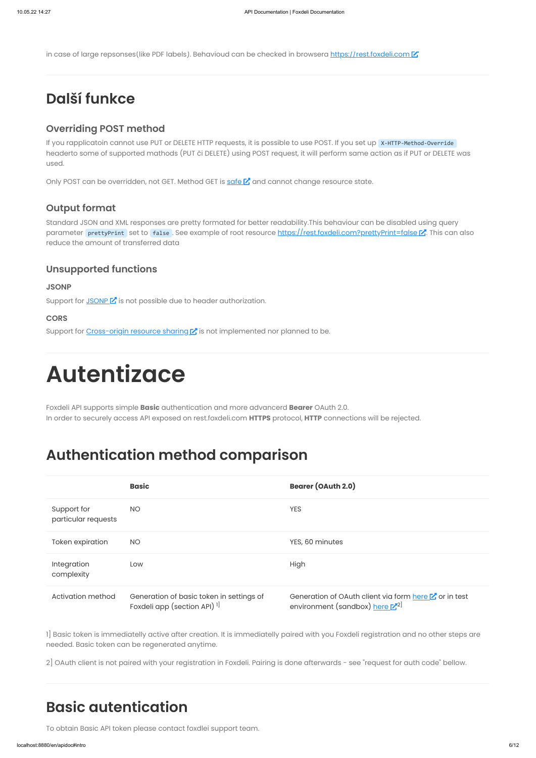in case of large repsonses(like PDF labels). Behavioud can be checked in browsera https://rest.foxdeli.com

---

# Další funkce

## Overriding POST method

If you rapplicatoin cannot use PUT or DELETE HTTP requests, it is possible to use POST. If you set up `X-HTTP-Method-Override` headerto some of supported mathods (PUT či DELETE) using POST request, it will perform same action as if PUT or DELETE was used.

Only POST can be overridden, not GET. Method GET is safe and cannot change resource state.

## Output format

Standard JSON and XML responses are pretty formated for better readability.This behaviour can be disabled using query parameter `prettyPrint` set to `false`. See example of root resource https://rest.foxdeli.com?prettyPrint=false. This can also reduce the amount of transferred data

## Unsupported functions

### JSONP

Support for JSONP is not possible due to header authorization.

### CORS

Support for Cross-origin resource sharing is not implemented nor planned to be.

---

# Autentizace

Foxdeli API supports simple **Basic** authentication and more advancerd **Bearer** OAuth 2.0.
In order to securely access API exposed on rest.foxdeli.com **HTTPS** protocol, **HTTP** connections will be rejected.

## Authentication method comparison

| | **Basic** | **Bearer (OAuth 2.0)** |
|---|---|---|
| Support for particular requests | NO | YES |
| Token expiration | NO | YES, 60 minutes |
| Integration complexity | Low | High |
| Activation method | Generation of basic token in settings of Foxdeli app (section API) [1] | Generation of OAuth client via form here or in test environment (sandbox) here [2] |

1] Basic token is immediatelly active after creation. It is immediatelly paired with you Foxdeli registration and no other steps are needed. Basic token can be regenerated anytime.

2] OAuth client is not paired with your registration in Foxdeli. Pairing is done afterwards - see "request for auth code" bellow.

---

## Basic autentication

To obtain Basic API token please contact foxdlei support team.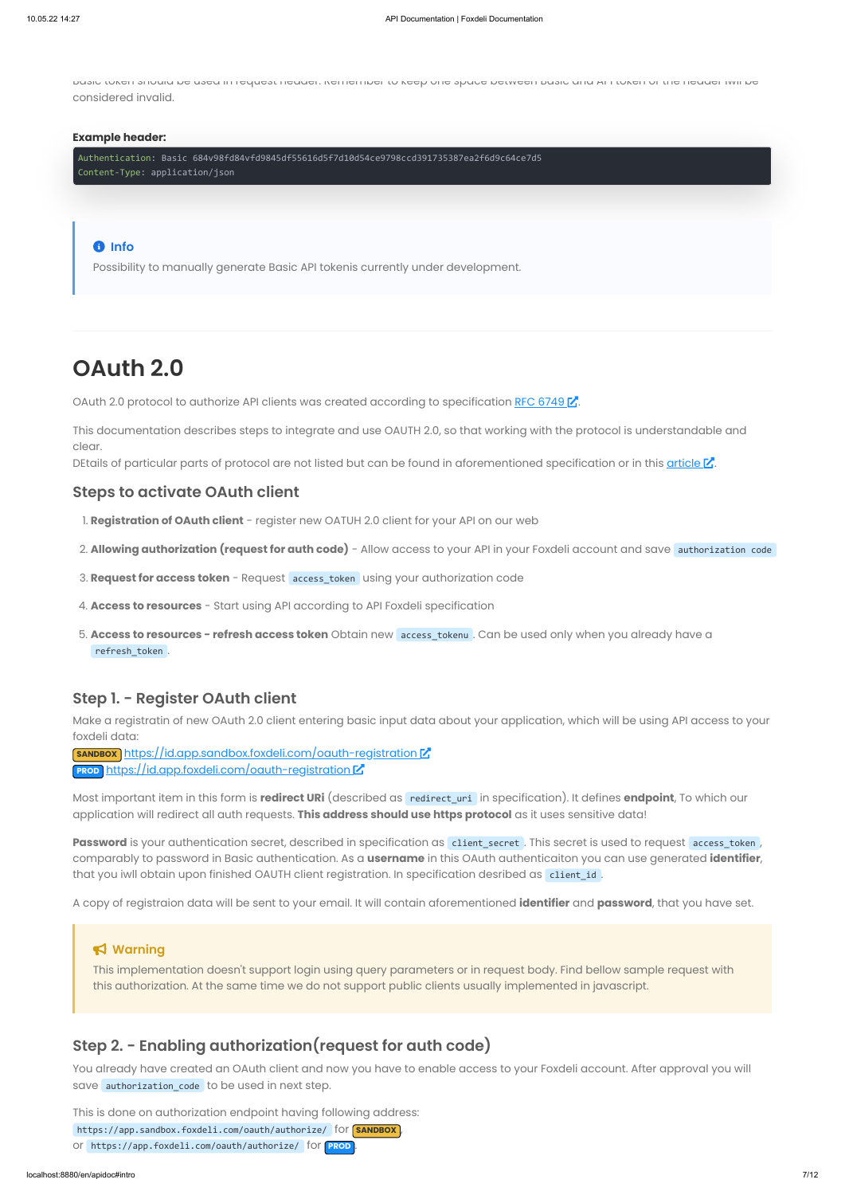Basic token should be used in request header. Remember to keep one space between Basic and API token or the header will be considered invalid.

**Example header:**

```
Authentication: Basic 684v98fd84vfd9845df55616d5f7d10d54ce9798ccd391735387ea2f6d9c64ce7d5
Content-Type: application/json
```

> **Info**
> Possibility to manually generate Basic API tokenis currently under development.

# OAuth 2.0

OAuth 2.0 protocol to authorize API clients was created according to specification RFC 6749.

This documentation describes steps to integrate and use OAUTH 2.0, so that working with the protocol is understandable and clear.
DEtails of particular parts of protocol are not listed but can be found in aforementioned specification or in this article.

## Steps to activate OAuth client

1. **Registration of OAuth client** - register new OATUH 2.0 client for your API on our web
2. **Allowing authorization (request for auth code)** - Allow access to your API in your Foxdeli account and save `authorization code`
3. **Request for access token** - Request `access_token` using your authorization code
4. **Access to resources** - Start using API according to API Foxdeli specification
5. **Access to resources - refresh access token** Obtain new `access_tokenu`. Can be used only when you already have a `refresh_token`.

## Step 1. - Register OAuth client

Make a registratin of new OAuth 2.0 client entering basic input data about your application, which will be using API access to your foxdeli data:
SANDBOX https://id.app.sandbox.foxdeli.com/oauth-registration
PROD https://id.app.foxdeli.com/oauth-registration

Most important item in this form is **redirect URi** (described as `redirect_uri` in specification). It defines **endpoint**, To which our application will redirect all auth requests. **This address should use https protocol** as it uses sensitive data!

**Password** is your authentication secret, described in specification as `client_secret`. This secret is used to request `access_token`, comparably to password in Basic authentication. As a **username** in this OAuth authenticaiton you can use generated **identifier**, that you iwll obtain upon finished OAUTH client registration. In specification desribed as `client_id`.

A copy of registraion data will be sent to your email. It will contain aforementioned **identifier** and **password**, that you have set.

> **Warning**
> This implementation doesn't support login using query parameters or in request body. Find bellow sample request with this authorization. At the same time we do not support public clients usually implemented in javascript.

## Step 2. - Enabling authorization(request for auth code)

You already have created an OAuth client and now you have to enable access to your Foxdeli account. After approval you will save `authorization_code` to be used in next step.

This is done on authorization endpoint having following address:
`https://app.sandbox.foxdeli.com/oauth/authorize/` for SANDBOX,
or `https://app.foxdeli.com/oauth/authorize/` for PROD.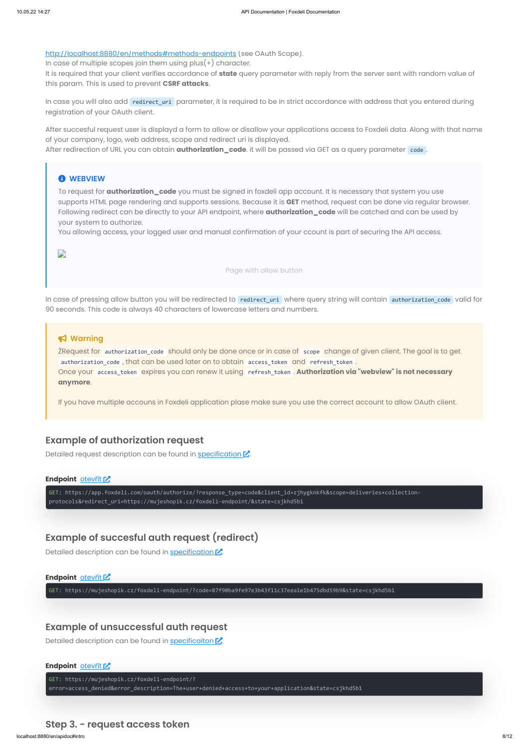http://localhost:8880/en/methods#methods-endpoints (see OAuth Scope).
In case of multiple scopes join them using plus(+) character.
It is required that your client verifies accordance of **state** query parameter with reply from the server sent with random value of this param. This is used to prevent **CSRF attacks**.

In case you will also add `redirect_uri` parameter, it is required to be in strict accordance with address that you entered during registration of your OAuth client.

After succesful request user is displayd a form to allow or disallow your applications access to Foxdeli data. Along with that name of your company, logo, web address, scope and redirect uri is displayed.
After redirection of URL you can obtain **authorization_code**. it will be passed via GET as a query parameter `code`.

> **WEBVIEW**
>
> To request for **authorization_code** you must be signed in foxdeli app account. It is necessary that system you use supports HTML page rendering and supports sessions. Because it is **GET** method, request can be done via regular browser. Following redirect can be directly to your API endpoint, where **authorization_code** will be catched and can be used by your system to authorize.
> You allowing access, your logged user and manual confirmation of your ccount is part of securing the API access.
>
> Page with allow button

In case of pressing allow button you will be redirected to `redirect_uri` where query string will contain `authorization_code` valid for 90 seconds. This code is always 40 characters of lowercase letters and numbers.

> **Warning**
>
> ŽRequest for `authorization_code` should only be done once or in case of `scope` change of given client. The goal is to get `authorization_code`, that can be used later on to obtain `access_token` and `refresh_token`.
> Once your `access_token` expires you can renew it using `refresh_token`. **Authorization via "webview" is not necessary anymore**.
>
> If you have multiple accouns in Foxdeli application plase make sure you use the correct account to allow OAuth client.

## Example of authorization request

Detailed request description can be found in specification.

**Endpoint** otevřít

```
GET: https://app.foxdeli.com/oauth/authorize/?response_type=code&client_id=zjhygknkfk&scope=deliveries+collection-protocols&redirect_uri=https://mujeshopik.cz/foxdeli-endpoint/&state=csjkhd5b1
```

## Example of succesful auth request (redirect)

Detailed description can be found in specification.

**Endpoint** otevřít

```
GET: https://mujeshopik.cz/foxdeli-endpoint/?code=87f90ba9fe97e3b43f11c37eea1e1b475dbd59b9&state=csjkhd5b1
```

## Example of unsuccessful auth request

Detailed description can be found in specificaiton.

**Endpoint** otevřít

```
GET: https://mujeshopik.cz/foxdeli-endpoint/?error=access_denied&error_description=The+user+denied+access+to+your+application&state=csjkhd5b1
```

## Step 3. - request access token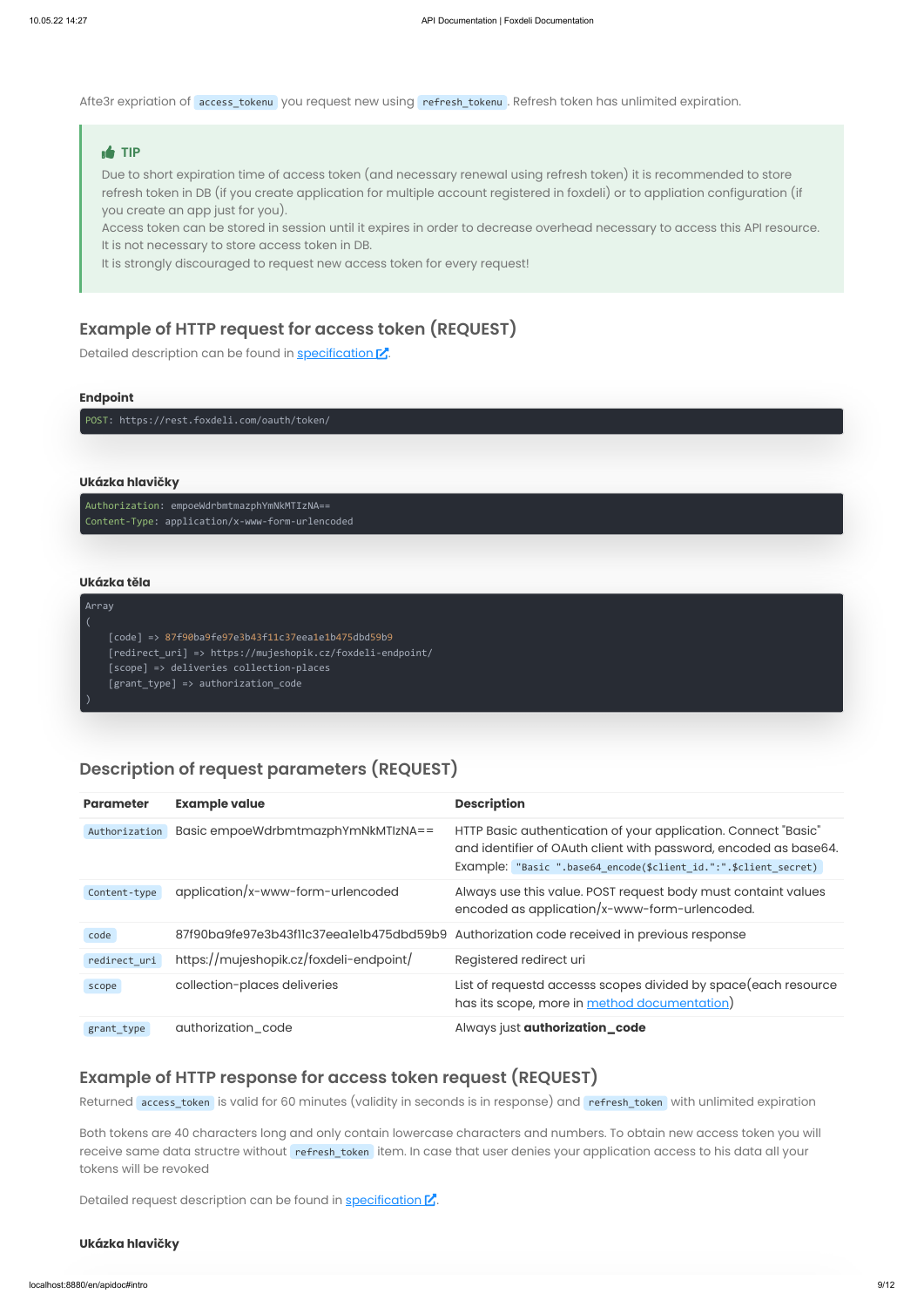Afte3r expriation of `access_tokenu` you request new using `refresh_tokenu`. Refresh token has unlimited expiration.

> 👍 **TIP**
>
> Due to short expiration time of access token (and necessary renewal using refresh token) it is recommended to store refresh token in DB (if you create application for multiple account registered in foxdeli) or to appliation configuration (if you create an app just for you).
> Access token can be stored in session until it expires in order to decrease overhead necessary to access this API resource. It is not necessary to store access token in DB.
> It is strongly discouraged to request new access token for every request!

## Example of HTTP request for access token (REQUEST)

Detailed description can be found in [specification](#).

#### Endpoint

```
POST: https://rest.foxdeli.com/oauth/token/
```

#### Ukázka hlavičky

```
Authorization: empoeWdrbmtmazphYmNkMTIzNA==
Content-Type: application/x-www-form-urlencoded
```

#### Ukázka těla

```
Array
(
    [code] => 87f90ba9fe97e3b43f11c37eea1e1b475dbd59b9
    [redirect_uri] => https://mujeshopik.cz/foxdeli-endpoint/
    [scope] => deliveries collection-places
    [grant_type] => authorization_code
)
```

## Description of request parameters (REQUEST)

| Parameter | Example value | Description |
|---|---|---|
| `Authorization` | Basic empoeWdrbmtmazphYmNkMTIzNA== | HTTP Basic authentication of your application. Connect "Basic" and identifier of OAuth client with password, encoded as base64. Example: `"Basic ".base64_encode($client_id.":".$client_secret)` |
| `Content-type` | application/x-www-form-urlencoded | Always use this value. POST request body must containt values encoded as application/x-www-form-urlencoded. |
| `code` | 87f90ba9fe97e3b43f11c37eea1e1b475dbd59b9 | Authorization code received in previous response |
| `redirect_uri` | https://mujeshopik.cz/foxdeli-endpoint/ | Registered redirect uri |
| `scope` | collection-places deliveries | List of requestd accesss scopes divided by space(each resource has its scope, more in [method documentation](#)) |
| `grant_type` | authorization_code | Always just **authorization_code** |

## Example of HTTP response for access token request (REQUEST)

Returned `access_token` is valid for 60 minutes (validity in seconds is in response) and `refresh_token` with unlimited expiration

Both tokens are 40 characters long and only contain lowercase characters and numbers. To obtain new access token you will receive same data structre without `refresh_token` item. In case that user denies your application access to his data all your tokens will be revoked

Detailed request description can be found in [specification](#).

#### Ukázka hlavičky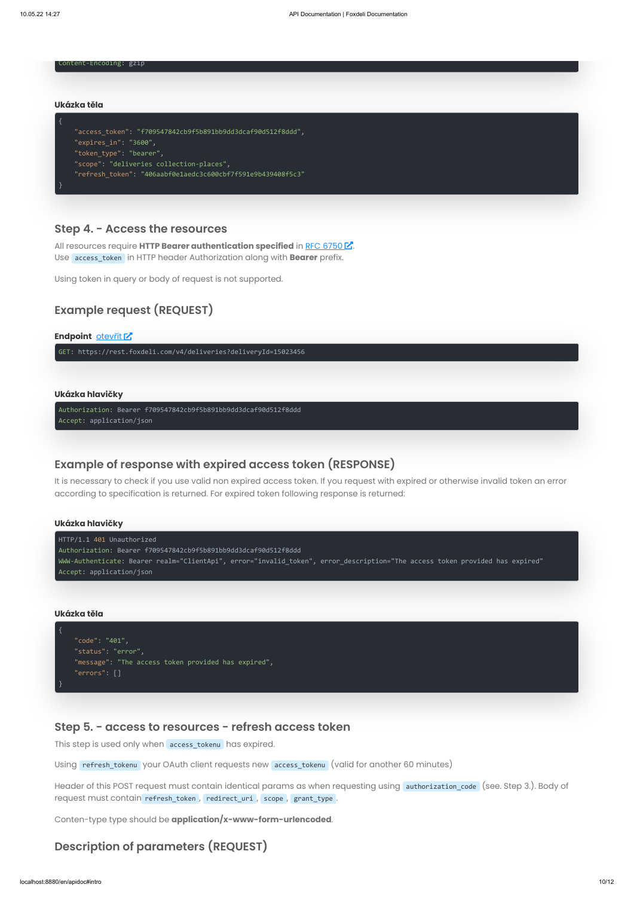```
Content-Encoding: gzip
```

**Ukázka těla**

```
{
    "access_token": "f709547842cb9f5b891bb9dd3dcaf90d512f8ddd",
    "expires_in": "3600",
    "token_type": "bearer",
    "scope": "deliveries collection-places",
    "refresh_token": "406aabf0e1aedc3c600cbf7f591e9b439408f5c3"
}
```

## Step 4. - Access the resources

All resources require **HTTP Bearer authentication specified** in RFC 6750.
Use `access_token` in HTTP header Authorization along with **Bearer** prefix.

Using token in query or body of request is not supported.

## Example request (REQUEST)

**Endpoint** otevřít

```
GET: https://rest.foxdeli.com/v4/deliveries?deliveryId=15023456
```

**Ukázka hlavičky**

```
Authorization: Bearer f709547842cb9f5b891bb9dd3dcaf90d512f8ddd
Accept: application/json
```

## Example of response with expired access token (RESPONSE)

It is necessary to check if you use valid non expired access token. If you request with expired or otherwise invalid token an error according to specification is returned. For expired token following response is returned:

**Ukázka hlavičky**

```
HTTP/1.1 401 Unauthorized
Authorization: Bearer f709547842cb9f5b891bb9dd3dcaf90d512f8ddd
WWW-Authenticate: Bearer realm="ClientApi", error="invalid_token", error_description="The access token provided has expired"
Accept: application/json
```

**Ukázka těla**

```
{
    "code": "401",
    "status": "error",
    "message": "The access token provided has expired",
    "errors": []
}
```

## Step 5. - access to resources - refresh access token

This step is used only when `access_tokenu` has expired.

Using `refresh_tokenu` your OAuth client requests new `access_tokenu` (valid for another 60 minutes)

Header of this POST request must contain identical params as when requesting using `authorization_code` (see. Step 3.). Body of request must contain `refresh_token`, `redirect_uri`, `scope`, `grant_type`.

Conten-type type should be **application/x-www-form-urlencoded**.

## Description of parameters (REQUEST)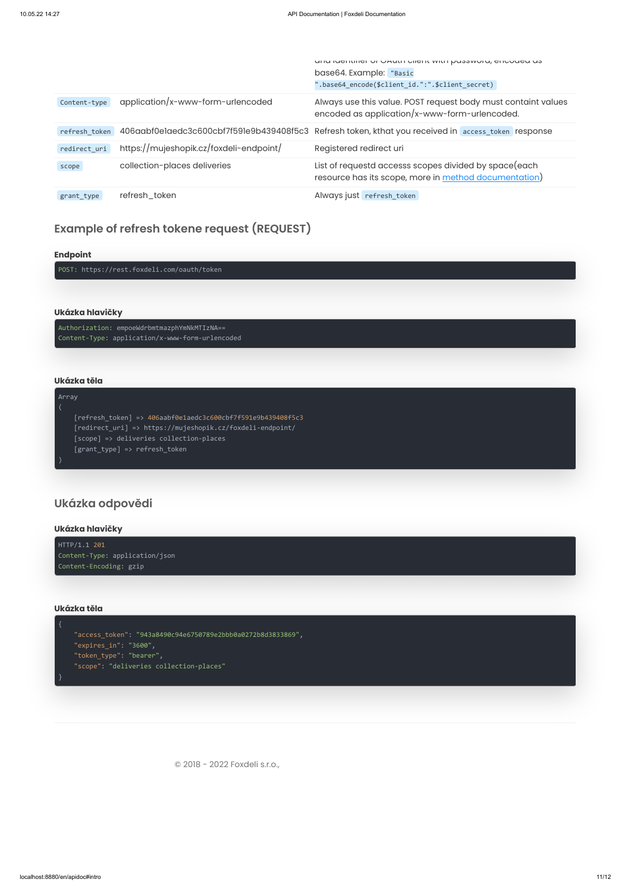| | | |
|---|---|---|
| | | and identifier of OAuth client with password, encoded as base64. Example: `"Basic ".base64_encode($client_id.":".$client_secret)` |
| `Content-type` | application/x-www-form-urlencoded | Always use this value. POST request body must containt values encoded as application/x-www-form-urlencoded. |
| `refresh_token` | 406aabf0e1aedc3c600cbf7f591e9b439408f5c3 | Refresh token, kthat you received in `access_token` response |
| `redirect_uri` | https://mujeshopik.cz/foxdeli-endpoint/ | Registered redirect uri |
| `scope` | collection-places deliveries | List of requestd accesss scopes divided by space(each resource has its scope, more in method documentation) |
| `grant_type` | refresh_token | Always just `refresh_token` |

## Example of refresh tokene request (REQUEST)

### Endpoint

```
POST: https://rest.foxdeli.com/oauth/token
```

### Ukázka hlavičky

```
Authorization: empoeWdrbmtmazphYmNkMTIzNA==
Content-Type: application/x-www-form-urlencoded
```

### Ukázka těla

```
Array
(
    [refresh_token] => 406aabf0e1aedc3c600cbf7f591e9b439408f5c3
    [redirect_uri] => https://mujeshopik.cz/foxdeli-endpoint/
    [scope] => deliveries collection-places
    [grant_type] => refresh_token
)
```

## Ukázka odpovědi

### Ukázka hlavičky

```
HTTP/1.1 201
Content-Type: application/json
Content-Encoding: gzip
```

### Ukázka těla

```
{
    "access_token": "943a8490c94e6750789e2bbb0a0272b8d3833869",
    "expires_in": "3600",
    "token_type": "bearer",
    "scope": "deliveries collection-places"
}
```

© 2018 - 2022 Foxdeli s.r.o.,